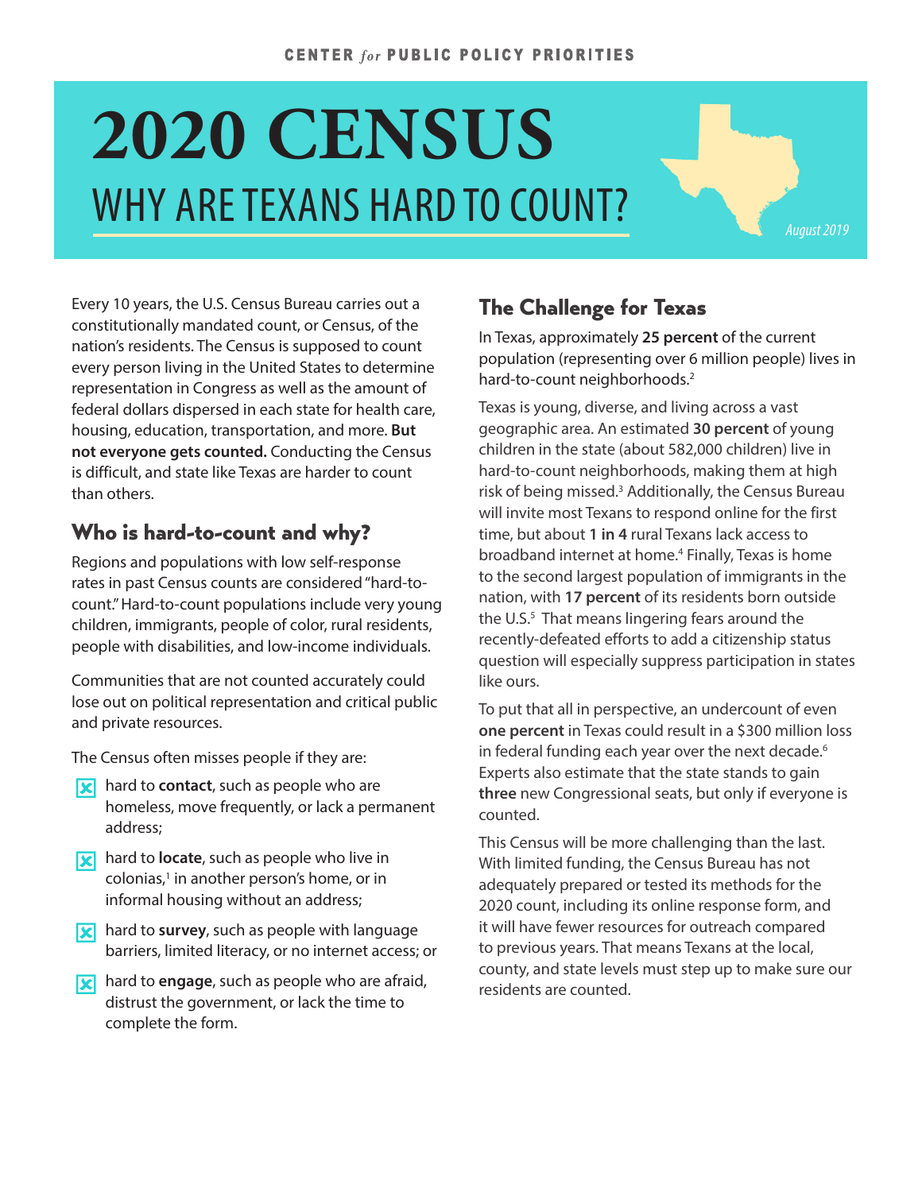CENTER *for* PUBLIC POLICY PRIORITIES

# 2020 CENSUS

## WHY ARE TEXANS HARD TO COUNT?

*August 2019*

Every 10 years, the U.S. Census Bureau carries out a constitutionally mandated count, or Census, of the nation's residents. The Census is supposed to count every person living in the United States to determine representation in Congress as well as the amount of federal dollars dispersed in each state for health care, housing, education, transportation, and more. **But not everyone gets counted.** Conducting the Census is difficult, and state like Texas are harder to count than others.

## Who is hard-to-count and why?

Regions and populations with low self-response rates in past Census counts are considered "hard-to-count." Hard-to-count populations include very young children, immigrants, people of color, rural residents, people with disabilities, and low-income individuals.

Communities that are not counted accurately could lose out on political representation and critical public and private resources.

The Census often misses people if they are:

- hard to **contact**, such as people who are homeless, move frequently, or lack a permanent address;
- hard to **locate**, such as people who live in colonias,[1] in another person's home, or in informal housing without an address;
- hard to **survey**, such as people with language barriers, limited literacy, or no internet access; or
- hard to **engage**, such as people who are afraid, distrust the government, or lack the time to complete the form.

## The Challenge for Texas

In Texas, approximately **25 percent** of the current population (representing over 6 million people) lives in hard-to-count neighborhoods.[2]

Texas is young, diverse, and living across a vast geographic area. An estimated **30 percent** of young children in the state (about 582,000 children) live in hard-to-count neighborhoods, making them at high risk of being missed.[3] Additionally, the Census Bureau will invite most Texans to respond online for the first time, but about **1 in 4** rural Texans lack access to broadband internet at home.[4] Finally, Texas is home to the second largest population of immigrants in the nation, with **17 percent** of its residents born outside the U.S.[5] That means lingering fears around the recently-defeated efforts to add a citizenship status question will especially suppress participation in states like ours.

To put that all in perspective, an undercount of even **one percent** in Texas could result in a $300 million loss in federal funding each year over the next decade.[6] Experts also estimate that the state stands to gain **three** new Congressional seats, but only if everyone is counted.

This Census will be more challenging than the last. With limited funding, the Census Bureau has not adequately prepared or tested its methods for the 2020 count, including its online response form, and it will have fewer resources for outreach compared to previous years. That means Texans at the local, county, and state levels must step up to make sure our residents are counted.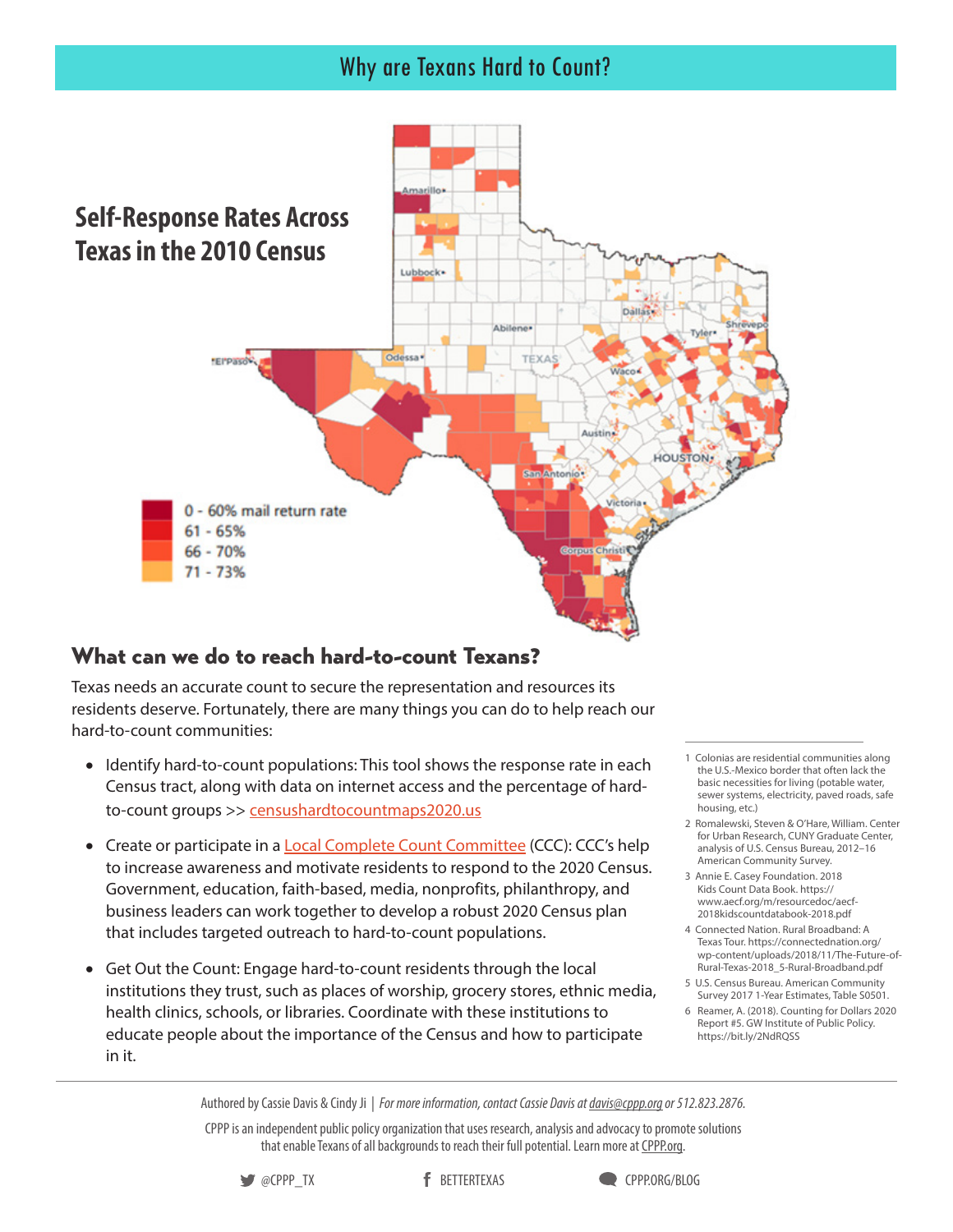## Why are Texans Hard to Count?

### Self-Response Rates Across Texas in the 2010 Census

Amarillo
Lubbock
Dallas
Abilene
Tyler
Shreveport
El Paso
Odessa
TEXAS
Waco
Austin
HOUSTON
San Antonio
Victoria
Corpus Christi

0 - 60% mail return rate
61 - 65%
66 - 70%
71 - 73%

## What can we do to reach hard-to-count Texans?

Texas needs an accurate count to secure the representation and resources its residents deserve. Fortunately, there are many things you can do to help reach our hard-to-count communities:

- Identify hard-to-count populations: This tool shows the response rate in each Census tract, along with data on internet access and the percentage of hard-to-count groups >> censushardtocountmaps2020.us
- Create or participate in a Local Complete Count Committee (CCC): CCC's help to increase awareness and motivate residents to respond to the 2020 Census. Government, education, faith-based, media, nonprofits, philanthropy, and business leaders can work together to develop a robust 2020 Census plan that includes targeted outreach to hard-to-count populations.
- Get Out the Count: Engage hard-to-count residents through the local institutions they trust, such as places of worship, grocery stores, ethnic media, health clinics, schools, or libraries. Coordinate with these institutions to educate people about the importance of the Census and how to participate in it.

---

1 Colonias are residential communities along the U.S.-Mexico border that often lack the basic necessities for living (potable water, sewer systems, electricity, paved roads, safe housing, etc.)

2 Romalewski, Steven & O'Hare, William. Center for Urban Research, CUNY Graduate Center, analysis of U.S. Census Bureau, 2012–16 American Community Survey.

3 Annie E. Casey Foundation. 2018 Kids Count Data Book. https://www.aecf.org/m/resourcedoc/aecf-2018kidscountdatabook-2018.pdf

4 Connected Nation. Rural Broadband: A Texas Tour. https://connectednation.org/wp-content/uploads/2018/11/The-Future-of-Rural-Texas-2018_5-Rural-Broadband.pdf

5 U.S. Census Bureau. American Community Survey 2017 1-Year Estimates, Table S0501.

6 Reamer, A. (2018). Counting for Dollars 2020 Report #5. GW Institute of Public Policy. https://bit.ly/2NdRQSS

---

Authored by Cassie Davis & Cindy Ji | *For more information, contact Cassie Davis at davis@cppp.org or 512.823.2876.*

CPPP is an independent public policy organization that uses research, analysis and advocacy to promote solutions that enable Texans of all backgrounds to reach their full potential. Learn more at CPPP.org.

@CPPP_TX    BETTERTEXAS    CPPP.ORG/BLOG